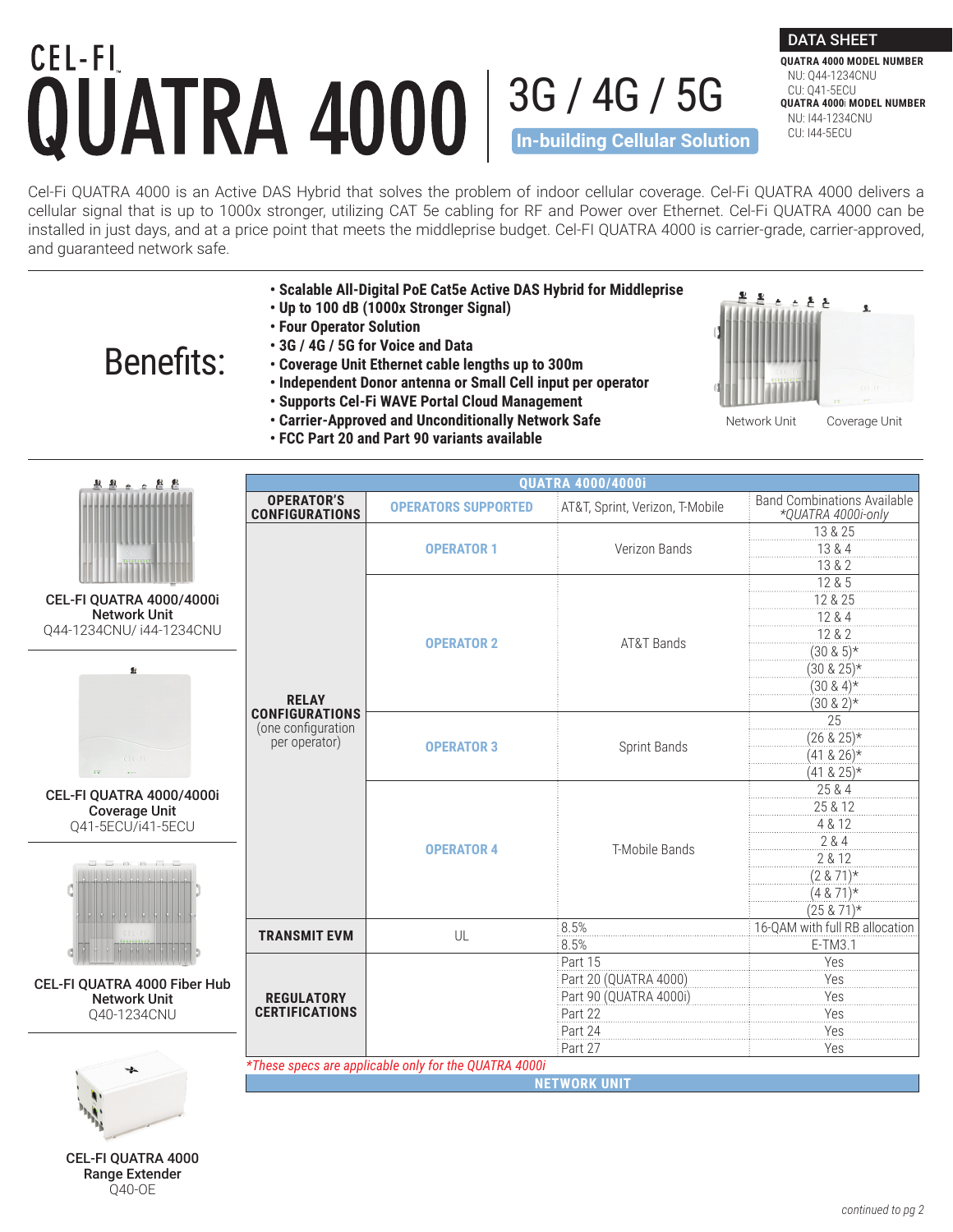# CEL-FI QUATRA 4000

## 3G / 4G / 5G

**In-building Cellular Solution**

**DATA SHEET**

**QUATRA 4000 MODEL NUMBER**
NU: Q44-1234CNU
CU: Q41-5ECU

**QUATRA 4000i MODEL NUMBER**
NU: I44-1234CNU
CU: I44-5ECU

Cel-Fi QUATRA 4000 is an Active DAS Hybrid that solves the problem of indoor cellular coverage. Cel-Fi QUATRA 4000 delivers a cellular signal that is up to 1000x stronger, utilizing CAT 5e cabling for RF and Power over Ethernet. Cel-Fi QUATRA 4000 can be installed in just days, and at a price point that meets the middleprise budget. Cel-FI QUATRA 4000 is carrier-grade, carrier-approved, and guaranteed network safe.

## Benefits:

- **Scalable All-Digital PoE Cat5e Active DAS Hybrid for Middleprise**
- **Up to 100 dB (1000x Stronger Signal)**
- **Four Operator Solution**
- **3G / 4G / 5G for Voice and Data**
- **Coverage Unit Ethernet cable lengths up to 300m**
- **Independent Donor antenna or Small Cell input per operator**
- **Supports Cel-Fi WAVE Portal Cloud Management**
- **Carrier-Approved and Unconditionally Network Safe**
- **FCC Part 20 and Part 90 variants available**

Network Unit    Coverage Unit

**CEL-FI QUATRA 4000/4000i Network Unit**
Q44-1234CNU/ i44-1234CNU

**CEL-FI QUATRA 4000/4000i Coverage Unit**
Q41-5ECU/i41-5ECU

**CEL-FI QUATRA 4000 Fiber Hub Network Unit**
Q40-1234CNU

**CEL-FI QUATRA 4000 Range Extender**
Q40-OE

| QUATRA 4000/4000i | | | |
|---|---|---|---|
| **OPERATOR'S CONFIGURATIONS** | **OPERATORS SUPPORTED** | AT&T, Sprint, Verizon, T-Mobile | Band Combinations Available *\*QUATRA 4000i-only* |
| **RELAY CONFIGURATIONS** (one configuration per operator) | **OPERATOR 1** | Verizon Bands | 13 & 25 |
| | | | 13 & 4 |
| | | | 13 & 2 |
| | **OPERATOR 2** | AT&T Bands | 12 & 5 |
| | | | 12 & 25 |
| | | | 12 & 4 |
| | | | 12 & 2 |
| | | | (30 & 5)* |
| | | | (30 & 25)* |
| | | | (30 & 4)* |
| | | | (30 & 2)* |
| | **OPERATOR 3** | Sprint Bands | 25 |
| | | | (26 & 25)* |
| | | | (41 & 26)* |
| | | | (41 & 25)* |
| | **OPERATOR 4** | T-Mobile Bands | 25 & 4 |
| | | | 25 & 12 |
| | | | 4 & 12 |
| | | | 2 & 4 |
| | | | 2 & 12 |
| | | | (2 & 71)* |
| | | | (4 & 71)* |
| | | | (25 & 71)* |
| **TRANSMIT EVM** | UL | 8.5% | 16-QAM with full RB allocation |
| | | 8.5% | E-TM3.1 |
| **REGULATORY CERTIFICATIONS** | | Part 15 | Yes |
| | | Part 20 (QUATRA 4000) | Yes |
| | | Part 90 (QUATRA 4000i) | Yes |
| | | Part 22 | Yes |
| | | Part 24 | Yes |
| | | Part 27 | Yes |

*\*These specs are applicable only for the QUATRA 4000i*

**NETWORK UNIT**

*continued to pg 2*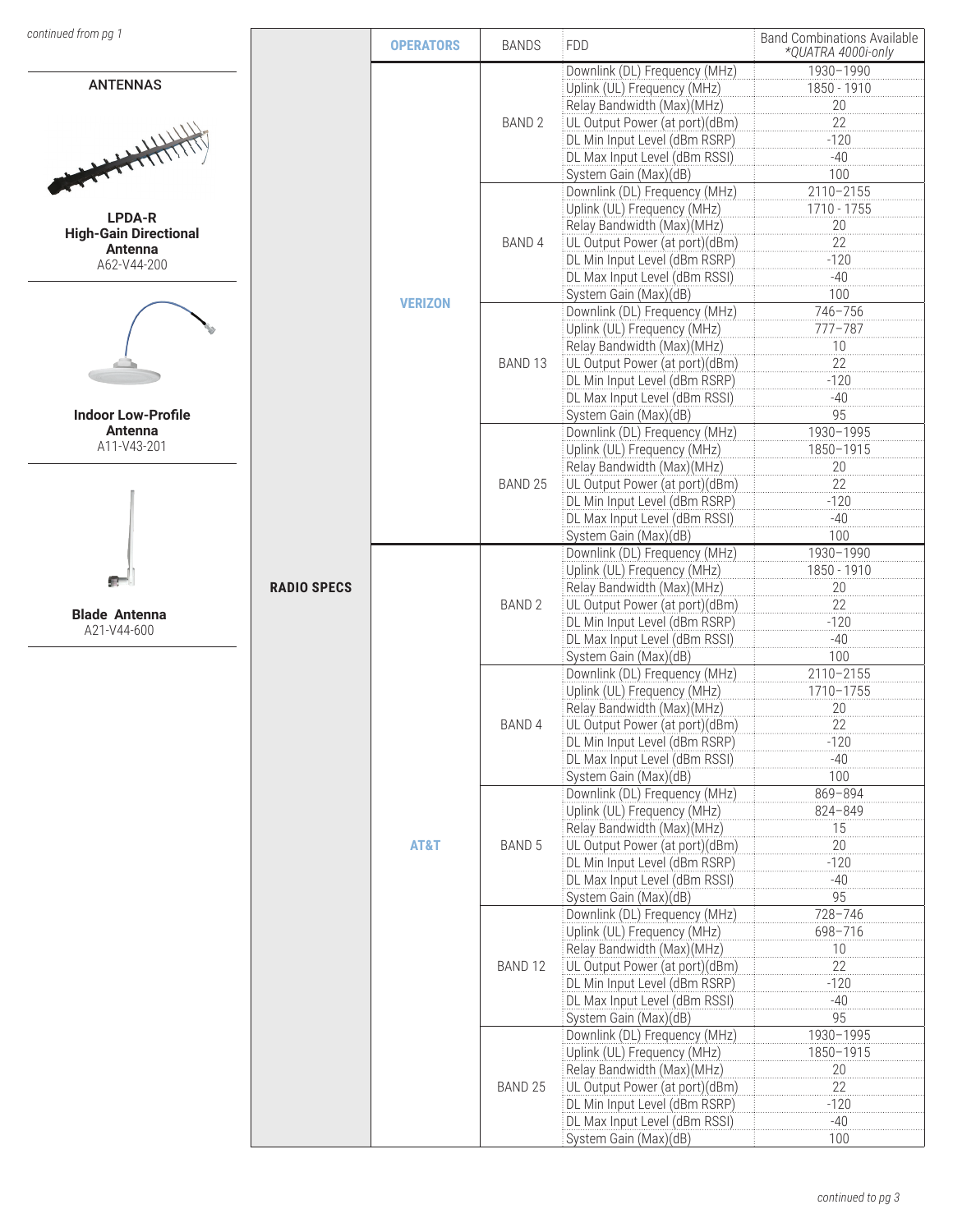*continued from pg 1*

## ANTENNAS

**LPDA-R High-Gain Directional Antenna**
A62-V44-200

**Indoor Low-Profile Antenna**
A11-V43-201

**Blade Antenna**
A21-V44-600

| | OPERATORS | BANDS | FDD | Band Combinations Available *QUATRA 4000i-only |
|---|---|---|---|---|
| RADIO SPECS | VERIZON | BAND 2 | Downlink (DL) Frequency (MHz) | 1930–1990 |
| | | | Uplink (UL) Frequency (MHz) | 1850 - 1910 |
| | | | Relay Bandwidth (Max)(MHz) | 20 |
| | | | UL Output Power (at port)(dBm) | 22 |
| | | | DL Min Input Level (dBm RSRP) | -120 |
| | | | DL Max Input Level (dBm RSSI) | -40 |
| | | | System Gain (Max)(dB) | 100 |
| | | BAND 4 | Downlink (DL) Frequency (MHz) | 2110–2155 |
| | | | Uplink (UL) Frequency (MHz) | 1710 - 1755 |
| | | | Relay Bandwidth (Max)(MHz) | 20 |
| | | | UL Output Power (at port)(dBm) | 22 |
| | | | DL Min Input Level (dBm RSRP) | -120 |
| | | | DL Max Input Level (dBm RSSI) | -40 |
| | | | System Gain (Max)(dB) | 100 |
| | | BAND 13 | Downlink (DL) Frequency (MHz) | 746–756 |
| | | | Uplink (UL) Frequency (MHz) | 777–787 |
| | | | Relay Bandwidth (Max)(MHz) | 10 |
| | | | UL Output Power (at port)(dBm) | 22 |
| | | | DL Min Input Level (dBm RSRP) | -120 |
| | | | DL Max Input Level (dBm RSSI) | -40 |
| | | | System Gain (Max)(dB) | 95 |
| | | BAND 25 | Downlink (DL) Frequency (MHz) | 1930–1995 |
| | | | Uplink (UL) Frequency (MHz) | 1850–1915 |
| | | | Relay Bandwidth (Max)(MHz) | 20 |
| | | | UL Output Power (at port)(dBm) | 22 |
| | | | DL Min Input Level (dBm RSRP) | -120 |
| | | | DL Max Input Level (dBm RSSI) | -40 |
| | | | System Gain (Max)(dB) | 100 |
| | AT&T | BAND 2 | Downlink (DL) Frequency (MHz) | 1930–1990 |
| | | | Uplink (UL) Frequency (MHz) | 1850 - 1910 |
| | | | Relay Bandwidth (Max)(MHz) | 20 |
| | | | UL Output Power (at port)(dBm) | 22 |
| | | | DL Min Input Level (dBm RSRP) | -120 |
| | | | DL Max Input Level (dBm RSSI) | -40 |
| | | | System Gain (Max)(dB) | 100 |
| | | BAND 4 | Downlink (DL) Frequency (MHz) | 2110–2155 |
| | | | Uplink (UL) Frequency (MHz) | 1710–1755 |
| | | | Relay Bandwidth (Max)(MHz) | 20 |
| | | | UL Output Power (at port)(dBm) | 22 |
| | | | DL Min Input Level (dBm RSRP) | -120 |
| | | | DL Max Input Level (dBm RSSI) | -40 |
| | | | System Gain (Max)(dB) | 100 |
| | | BAND 5 | Downlink (DL) Frequency (MHz) | 869–894 |
| | | | Uplink (UL) Frequency (MHz) | 824–849 |
| | | | Relay Bandwidth (Max)(MHz) | 15 |
| | | | UL Output Power (at port)(dBm) | 20 |
| | | | DL Min Input Level (dBm RSRP) | -120 |
| | | | DL Max Input Level (dBm RSSI) | -40 |
| | | | System Gain (Max)(dB) | 95 |
| | | BAND 12 | Downlink (DL) Frequency (MHz) | 728–746 |
| | | | Uplink (UL) Frequency (MHz) | 698–716 |
| | | | Relay Bandwidth (Max)(MHz) | 10 |
| | | | UL Output Power (at port)(dBm) | 22 |
| | | | DL Min Input Level (dBm RSRP) | -120 |
| | | | DL Max Input Level (dBm RSSI) | -40 |
| | | | System Gain (Max)(dB) | 95 |
| | | BAND 25 | Downlink (DL) Frequency (MHz) | 1930–1995 |
| | | | Uplink (UL) Frequency (MHz) | 1850–1915 |
| | | | Relay Bandwidth (Max)(MHz) | 20 |
| | | | UL Output Power (at port)(dBm) | 22 |
| | | | DL Min Input Level (dBm RSRP) | -120 |
| | | | DL Max Input Level (dBm RSSI) | -40 |
| | | | System Gain (Max)(dB) | 100 |

*continued to pg 3*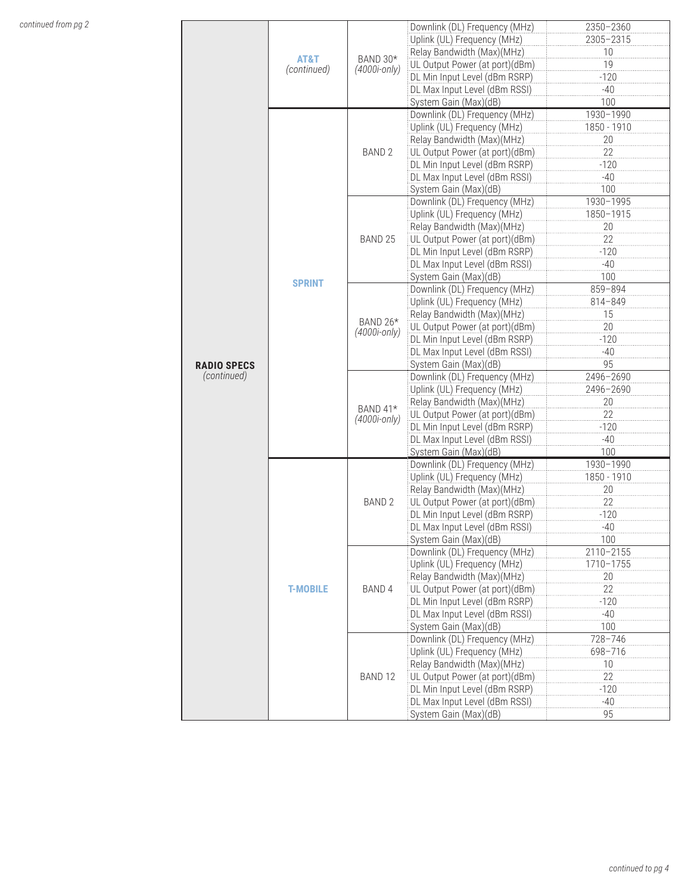*continued from pg 2*

| | Carrier | Band | Parameter | Value |
|---|---|---|---|---|
| **RADIO SPECS** *(continued)* | **AT&T** *(continued)* | BAND 30* *(4000i-only)* | Downlink (DL) Frequency (MHz) | 2350–2360 |
| | | | Uplink (UL) Frequency (MHz) | 2305–2315 |
| | | | Relay Bandwidth (Max)(MHz) | 10 |
| | | | UL Output Power (at port)(dBm) | 19 |
| | | | DL Min Input Level (dBm RSRP) | -120 |
| | | | DL Max Input Level (dBm RSSI) | -40 |
| | | | System Gain (Max)(dB) | 100 |
| | **SPRINT** | BAND 2 | Downlink (DL) Frequency (MHz) | 1930–1990 |
| | | | Uplink (UL) Frequency (MHz) | 1850 - 1910 |
| | | | Relay Bandwidth (Max)(MHz) | 20 |
| | | | UL Output Power (at port)(dBm) | 22 |
| | | | DL Min Input Level (dBm RSRP) | -120 |
| | | | DL Max Input Level (dBm RSSI) | -40 |
| | | | System Gain (Max)(dB) | 100 |
| | | BAND 25 | Downlink (DL) Frequency (MHz) | 1930–1995 |
| | | | Uplink (UL) Frequency (MHz) | 1850–1915 |
| | | | Relay Bandwidth (Max)(MHz) | 20 |
| | | | UL Output Power (at port)(dBm) | 22 |
| | | | DL Min Input Level (dBm RSRP) | -120 |
| | | | DL Max Input Level (dBm RSSI) | -40 |
| | | | System Gain (Max)(dB) | 100 |
| | | BAND 26* *(4000i-only)* | Downlink (DL) Frequency (MHz) | 859–894 |
| | | | Uplink (UL) Frequency (MHz) | 814–849 |
| | | | Relay Bandwidth (Max)(MHz) | 15 |
| | | | UL Output Power (at port)(dBm) | 20 |
| | | | DL Min Input Level (dBm RSRP) | -120 |
| | | | DL Max Input Level (dBm RSSI) | -40 |
| | | | System Gain (Max)(dB) | 95 |
| | | BAND 41* *(4000i-only)* | Downlink (DL) Frequency (MHz) | 2496–2690 |
| | | | Uplink (UL) Frequency (MHz) | 2496–2690 |
| | | | Relay Bandwidth (Max)(MHz) | 20 |
| | | | UL Output Power (at port)(dBm) | 22 |
| | | | DL Min Input Level (dBm RSRP) | -120 |
| | | | DL Max Input Level (dBm RSSI) | -40 |
| | | | System Gain (Max)(dB) | 100 |
| | **T-MOBILE** | BAND 2 | Downlink (DL) Frequency (MHz) | 1930–1990 |
| | | | Uplink (UL) Frequency (MHz) | 1850 - 1910 |
| | | | Relay Bandwidth (Max)(MHz) | 20 |
| | | | UL Output Power (at port)(dBm) | 22 |
| | | | DL Min Input Level (dBm RSRP) | -120 |
| | | | DL Max Input Level (dBm RSSI) | -40 |
| | | | System Gain (Max)(dB) | 100 |
| | | BAND 4 | Downlink (DL) Frequency (MHz) | 2110–2155 |
| | | | Uplink (UL) Frequency (MHz) | 1710–1755 |
| | | | Relay Bandwidth (Max)(MHz) | 20 |
| | | | UL Output Power (at port)(dBm) | 22 |
| | | | DL Min Input Level (dBm RSRP) | -120 |
| | | | DL Max Input Level (dBm RSSI) | -40 |
| | | | System Gain (Max)(dB) | 100 |
| | | BAND 12 | Downlink (DL) Frequency (MHz) | 728–746 |
| | | | Uplink (UL) Frequency (MHz) | 698–716 |
| | | | Relay Bandwidth (Max)(MHz) | 10 |
| | | | UL Output Power (at port)(dBm) | 22 |
| | | | DL Min Input Level (dBm RSRP) | -120 |
| | | | DL Max Input Level (dBm RSSI) | -40 |
| | | | System Gain (Max)(dB) | 95 |

*continued to pg 4*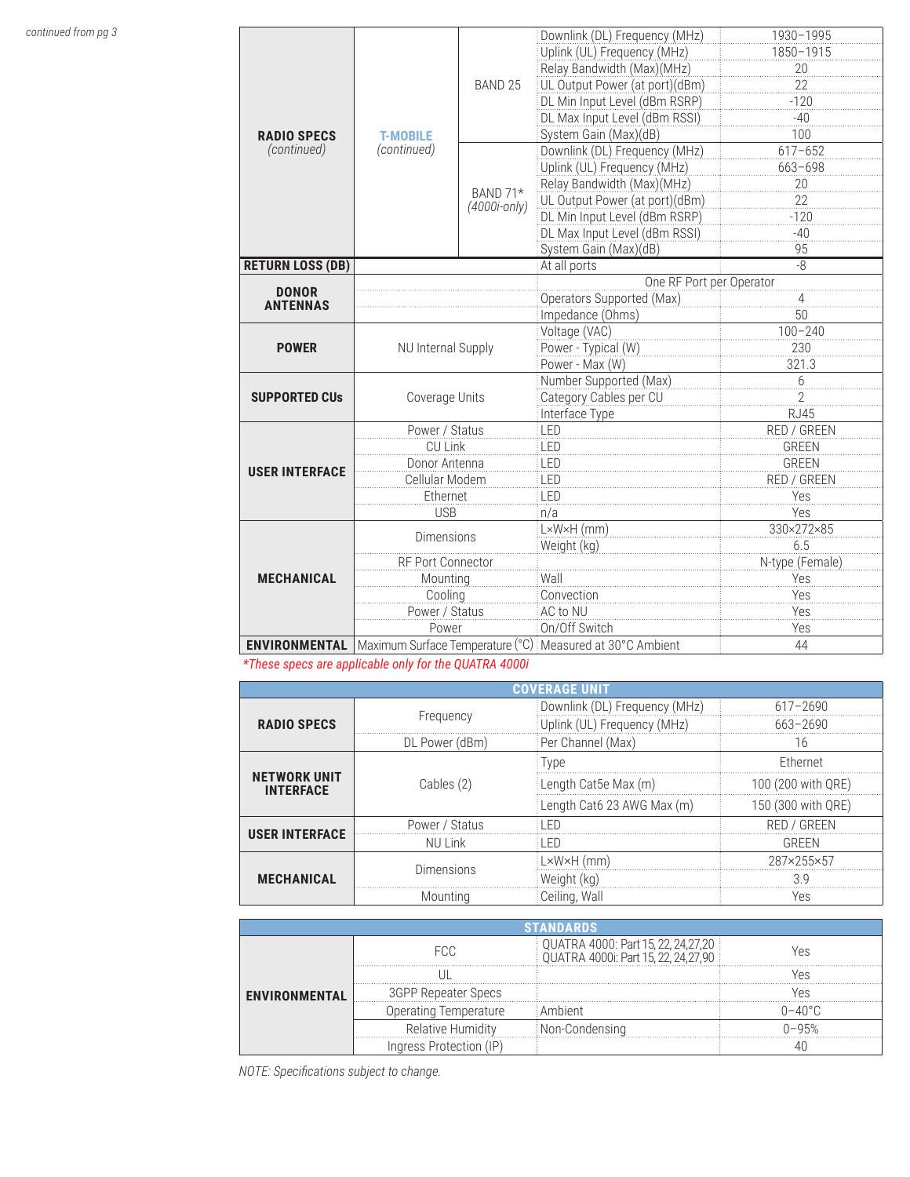*continued from pg 3*

| | | | | |
|---|---|---|---|---|
| **RADIO SPECS** *(continued)* | **T-MOBILE** *(continued)* | BAND 25 | Downlink (DL) Frequency (MHz) | 1930–1995 |
| | | | Uplink (UL) Frequency (MHz) | 1850–1915 |
| | | | Relay Bandwidth (Max)(MHz) | 20 |
| | | | UL Output Power (at port)(dBm) | 22 |
| | | | DL Min Input Level (dBm RSRP) | -120 |
| | | | DL Max Input Level (dBm RSSI) | -40 |
| | | | System Gain (Max)(dB) | 100 |
| | | BAND 71* *(4000i-only)* | Downlink (DL) Frequency (MHz) | 617–652 |
| | | | Uplink (UL) Frequency (MHz) | 663–698 |
| | | | Relay Bandwidth (Max)(MHz) | 20 |
| | | | UL Output Power (at port)(dBm) | 22 |
| | | | DL Min Input Level (dBm RSRP) | -120 |
| | | | DL Max Input Level (dBm RSSI) | -40 |
| | | | System Gain (Max)(dB) | 95 |
| **RETURN LOSS (DB)** | | | At all ports | -8 |
| **DONOR ANTENNAS** | | | One RF Port per Operator | |
| | | | Operators Supported (Max) | 4 |
| | | | Impedance (Ohms) | 50 |
| **POWER** | NU Internal Supply | | Voltage (VAC) | 100–240 |
| | | | Power - Typical (W) | 230 |
| | | | Power - Max (W) | 321.3 |
| **SUPPORTED CUs** | Coverage Units | | Number Supported (Max) | 6 |
| | | | Category Cables per CU | 2 |
| | | | Interface Type | RJ45 |
| **USER INTERFACE** | Power / Status | | LED | RED / GREEN |
| | CU Link | | LED | GREEN |
| | Donor Antenna | | LED | GREEN |
| | Cellular Modem | | LED | RED / GREEN |
| | Ethernet | | LED | Yes |
| | USB | | n/a | Yes |
| **MECHANICAL** | Dimensions | | L×W×H (mm) | 330×272×85 |
| | | | Weight (kg) | 6.5 |
| | RF Port Connector | | | N-type (Female) |
| | Mounting | | Wall | Yes |
| | Cooling | | Convection | Yes |
| | Power / Status | | AC to NU | Yes |
| | Power | | On/Off Switch | Yes |
| **ENVIRONMENTAL** | Maximum Surface Temperature (°C) | | Measured at 30°C Ambient | 44 |

*\*These specs are applicable only for the QUATRA 4000i*

| COVERAGE UNIT | | | |
|---|---|---|---|
| **RADIO SPECS** | Frequency | Downlink (DL) Frequency (MHz) | 617–2690 |
| | | Uplink (UL) Frequency (MHz) | 663–2690 |
| | DL Power (dBm) | Per Channel (Max) | 16 |
| **NETWORK UNIT INTERFACE** | Cables (2) | Type | Ethernet |
| | | Length Cat5e Max (m) | 100 (200 with QRE) |
| | | Length Cat6 23 AWG Max (m) | 150 (300 with QRE) |
| **USER INTERFACE** | Power / Status | LED | RED / GREEN |
| | NU Link | LED | GREEN |
| **MECHANICAL** | Dimensions | L×W×H (mm) | 287×255×57 |
| | | Weight (kg) | 3.9 |
| | Mounting | Ceiling, Wall | Yes |

| STANDARDS | | | |
|---|---|---|---|
| **ENVIRONMENTAL** | FCC | QUATRA 4000: Part 15, 22, 24,27,20<br>QUATRA 4000i: Part 15, 22, 24,27,90 | Yes |
| | UL | | Yes |
| | 3GPP Repeater Specs | | Yes |
| | Operating Temperature | Ambient | 0–40°C |
| | Relative Humidity | Non-Condensing | 0–95% |
| | Ingress Protection (IP) | | 40 |

*NOTE: Specifications subject to change.*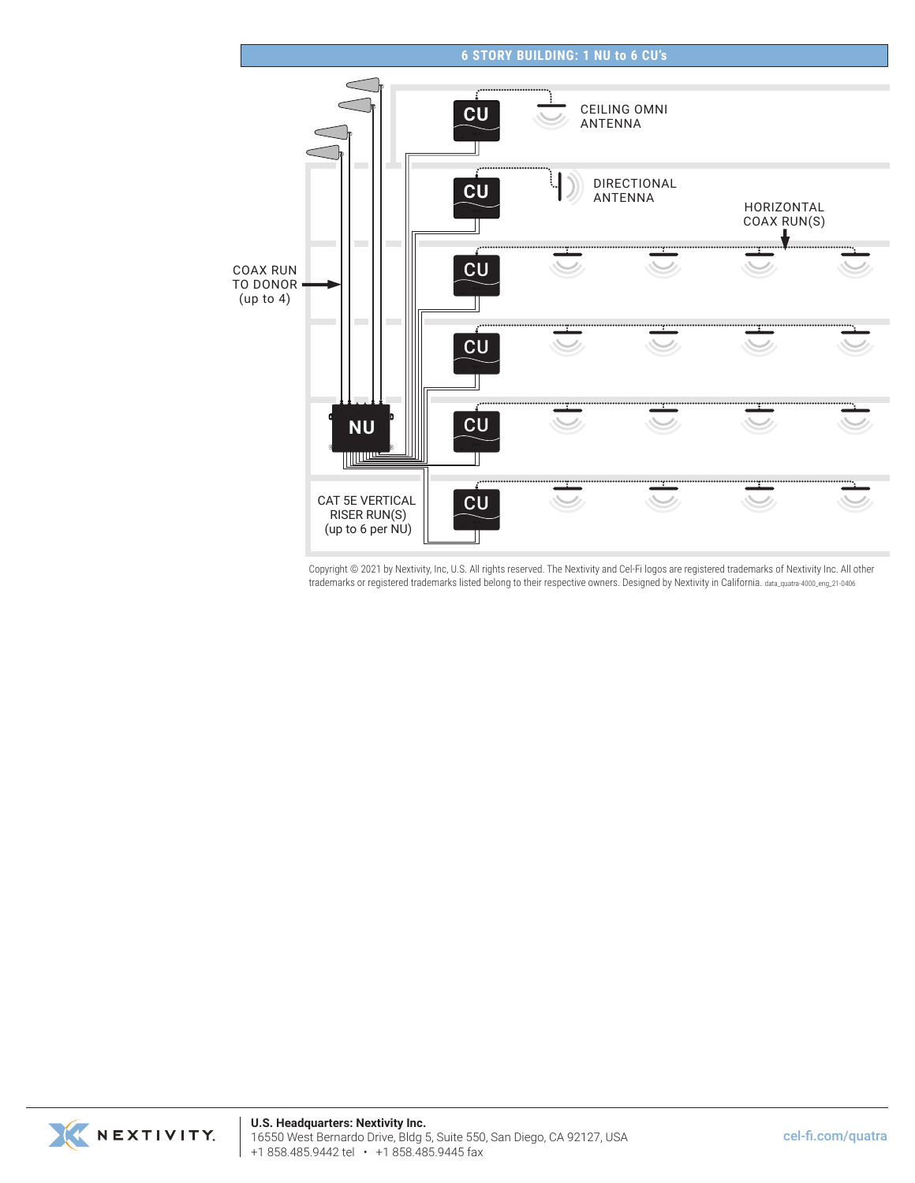## 6 STORY BUILDING: 1 NU to 6 CU's

CU

CEILING OMNI ANTENNA

CU

DIRECTIONAL ANTENNA

HORIZONTAL COAX RUN(S)

COAX RUN TO DONOR (up to 4)

CU

CU

NU

CU

CAT 5E VERTICAL RISER RUN(S) (up to 6 per NU)

CU

Copyright © 2021 by Nextivity, Inc, U.S. All rights reserved. The Nextivity and Cel-Fi logos are registered trademarks of Nextivity Inc. All other trademarks or registered trademarks listed belong to their respective owners. Designed by Nextivity in California. data_quatra-4000_eng_21-0406

NEXTIVITY.

**U.S. Headquarters: Nextivity Inc.**
16550 West Bernardo Drive, Bldg 5, Suite 550, San Diego, CA 92127, USA
+1 858.485.9442 tel • +1 858.485.9445 fax

cel-fi.com/quatra